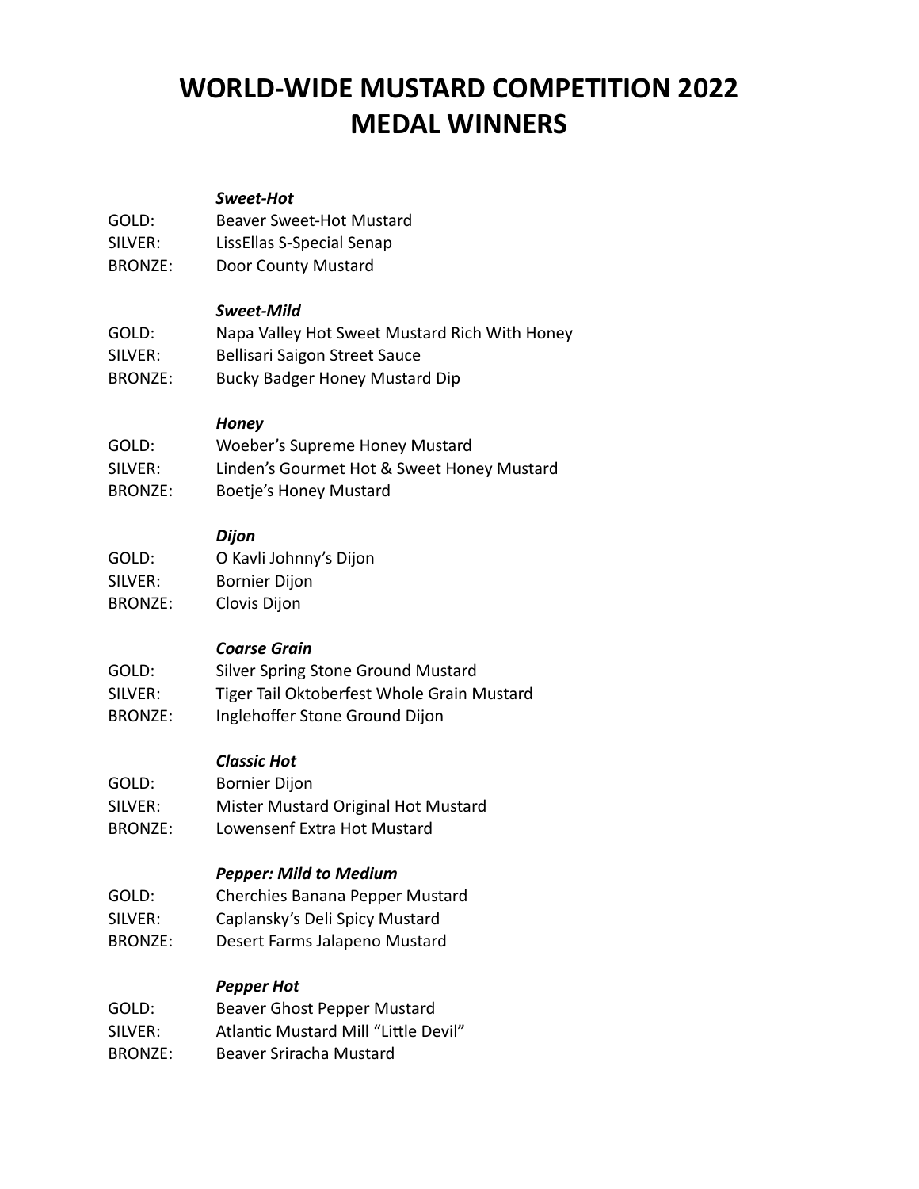# WORLD-WIDE MUSTARD COMPETITION 2022
# MEDAL WINNERS

***Sweet-Hot***

GOLD: Beaver Sweet-Hot Mustard
SILVER: LissEllas S-Special Senap
BRONZE: Door County Mustard

***Sweet-Mild***

GOLD: Napa Valley Hot Sweet Mustard Rich With Honey
SILVER: Bellisari Saigon Street Sauce
BRONZE: Bucky Badger Honey Mustard Dip

***Honey***

GOLD: Woeber's Supreme Honey Mustard
SILVER: Linden's Gourmet Hot & Sweet Honey Mustard
BRONZE: Boetje's Honey Mustard

***Dijon***

GOLD: O Kavli Johnny's Dijon
SILVER: Bornier Dijon
BRONZE: Clovis Dijon

***Coarse Grain***

GOLD: Silver Spring Stone Ground Mustard
SILVER: Tiger Tail Oktoberfest Whole Grain Mustard
BRONZE: Inglehoffer Stone Ground Dijon

***Classic Hot***

GOLD: Bornier Dijon
SILVER: Mister Mustard Original Hot Mustard
BRONZE: Lowensenf Extra Hot Mustard

***Pepper: Mild to Medium***

GOLD: Cherchies Banana Pepper Mustard
SILVER: Caplansky's Deli Spicy Mustard
BRONZE: Desert Farms Jalapeno Mustard

***Pepper Hot***

GOLD: Beaver Ghost Pepper Mustard
SILVER: Atlantic Mustard Mill "Little Devil"
BRONZE: Beaver Sriracha Mustard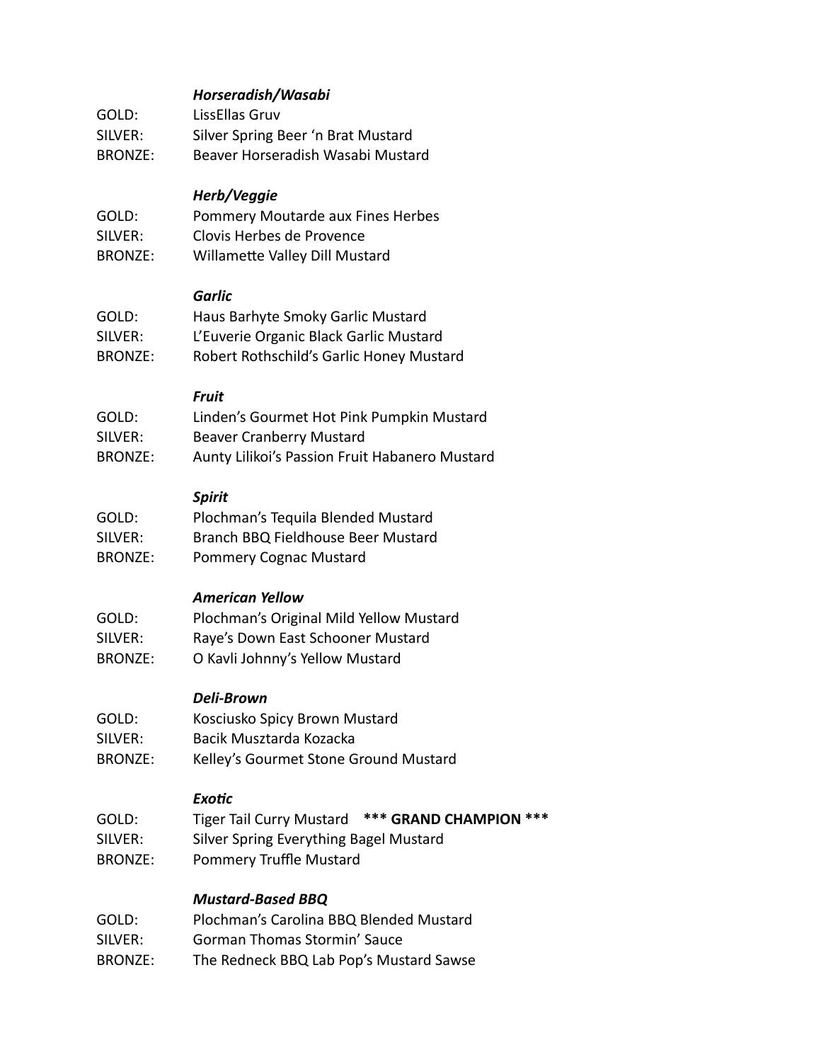### *Horseradish/Wasabi*

| | |
|---|---|
| GOLD: | LissEllas Gruv |
| SILVER: | Silver Spring Beer 'n Brat Mustard |
| BRONZE: | Beaver Horseradish Wasabi Mustard |

### *Herb/Veggie*

| | |
|---|---|
| GOLD: | Pommery Moutarde aux Fines Herbes |
| SILVER: | Clovis Herbes de Provence |
| BRONZE: | Willamette Valley Dill Mustard |

### *Garlic*

| | |
|---|---|
| GOLD: | Haus Barhyte Smoky Garlic Mustard |
| SILVER: | L'Euverie Organic Black Garlic Mustard |
| BRONZE: | Robert Rothschild's Garlic Honey Mustard |

### *Fruit*

| | |
|---|---|
| GOLD: | Linden's Gourmet Hot Pink Pumpkin Mustard |
| SILVER: | Beaver Cranberry Mustard |
| BRONZE: | Aunty Lilikoi's Passion Fruit Habanero Mustard |

### *Spirit*

| | |
|---|---|
| GOLD: | Plochman's Tequila Blended Mustard |
| SILVER: | Branch BBQ Fieldhouse Beer Mustard |
| BRONZE: | Pommery Cognac Mustard |

### *American Yellow*

| | |
|---|---|
| GOLD: | Plochman's Original Mild Yellow Mustard |
| SILVER: | Raye's Down East Schooner Mustard |
| BRONZE: | O Kavli Johnny's Yellow Mustard |

### *Deli-Brown*

| | |
|---|---|
| GOLD: | Kosciusko Spicy Brown Mustard |
| SILVER: | Bacik Musztarda Kozacka |
| BRONZE: | Kelley's Gourmet Stone Ground Mustard |

### *Exotic*

| | |
|---|---|
| GOLD: | Tiger Tail Curry Mustard **\*\*\* GRAND CHAMPION \*\*\*** |
| SILVER: | Silver Spring Everything Bagel Mustard |
| BRONZE: | Pommery Truffle Mustard |

### *Mustard-Based BBQ*

| | |
|---|---|
| GOLD: | Plochman's Carolina BBQ Blended Mustard |
| SILVER: | Gorman Thomas Stormin' Sauce |
| BRONZE: | The Redneck BBQ Lab Pop's Mustard Sawse |